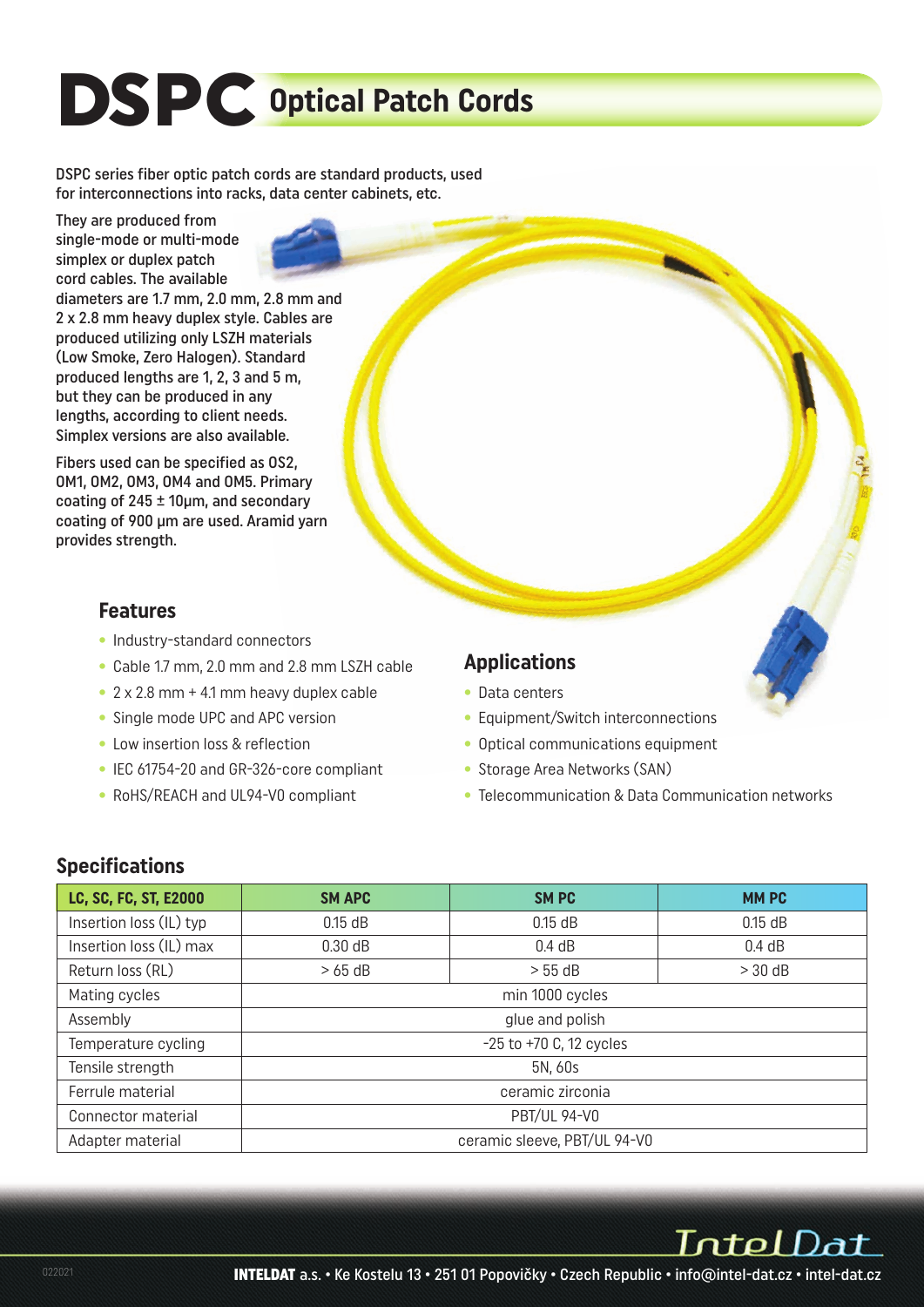# DSPC Optical Patch Cords

DSPC series fiber optic patch cords are standard products, used for interconnections into racks, data center cabinets, etc.

They are produced from single-mode or multi-mode simplex or duplex patch cord cables. The available diameters are 1.7 mm, 2.0 mm, 2.8 mm and 2 x 2.8 mm heavy duplex style. Cables are produced utilizing only LSZH materials (Low Smoke, Zero Halogen). Standard produced lengths are 1, 2, 3 and 5 m, but they can be produced in any lengths, according to client needs. Simplex versions are also available.

Fibers used can be specified as OS2, OM1, OM2, OM3, OM4 and OM5. Primary coating of 245 ± 10μm, and secondary coating of 900 μm are used. Aramid yarn provides strength.

## Features

- Industry-standard connectors
- Cable 1.7 mm, 2.0 mm and 2.8 mm LSZH cable
- 2 x 2.8 mm + 4.1 mm heavy duplex cable
- Single mode UPC and APC version
- Low insertion loss & reflection
- IEC 61754-20 and GR-326-core compliant
- RoHS/REACH and UL94-V0 compliant

## Applications

- Data centers
- Equipment/Switch interconnections
- Optical communications equipment
- Storage Area Networks (SAN)
- Telecommunication & Data Communication networks

## Specifications

| LC, SC, FC, ST, E2000 | SM APC | SM PC | MM PC |
|---|---|---|---|
| Insertion loss (IL) typ | 0.15 dB | 0.15 dB | 0.15 dB |
| Insertion loss (IL) max | 0.30 dB | 0.4 dB | 0.4 dB |
| Return loss (RL) | > 65 dB | > 55 dB | > 30 dB |
| Mating cycles | min 1000 cycles | | |
| Assembly | glue and polish | | |
| Temperature cycling | -25 to +70 C, 12 cycles | | |
| Tensile strength | 5N, 60s | | |
| Ferrule material | ceramic zirconia | | |
| Connector material | PBT/UL 94-V0 | | |
| Adapter material | ceramic sleeve, PBT/UL 94-V0 | | |

IntelDat

**INTELDAT** a.s. • Ke Kostelu 13 • 251 01 Popovičky • Czech Republic • info@intel-dat.cz • intel-dat.cz

022021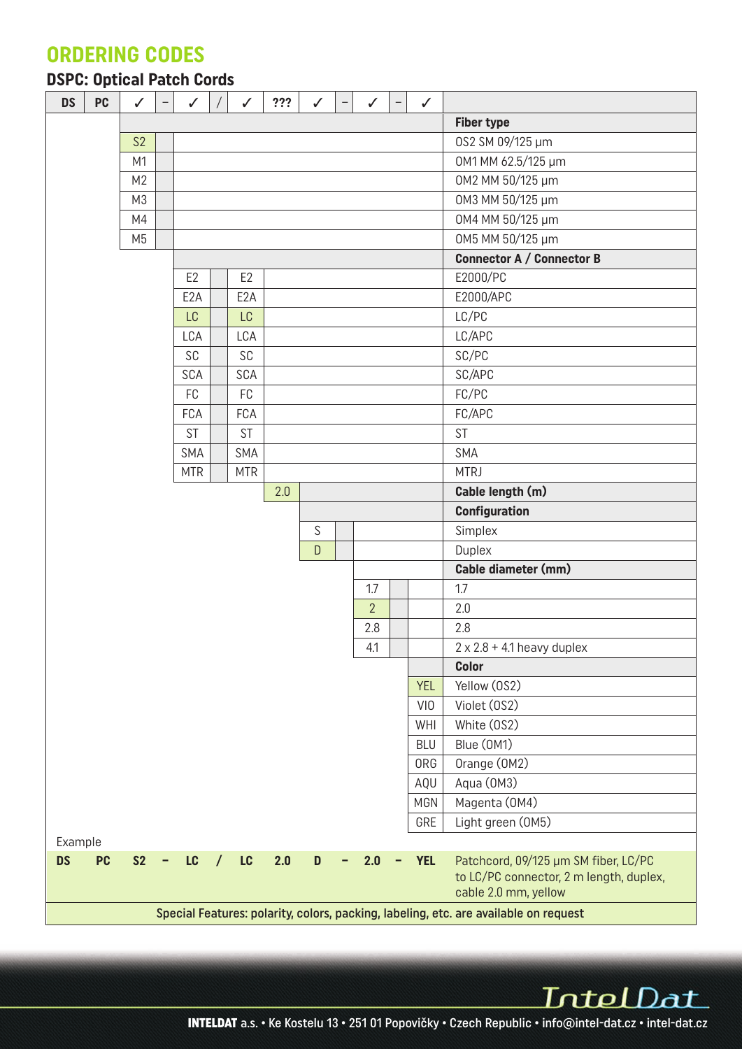# ORDERING CODES

## DSPC: Optical Patch Cords

| DS | PC | ✓ | – | ✓ | / | ✓ | ??? | ✓ | – | ✓ | – | ✓ | |
|---|---|---|---|---|---|---|---|---|---|---|---|---|---|
| | | | | | | | | | | | | | **Fiber type** |
| | | S2 | | | | | | | | | | | OS2 SM 09/125 µm |
| | | M1 | | | | | | | | | | | OM1 MM 62.5/125 µm |
| | | M2 | | | | | | | | | | | OM2 MM 50/125 µm |
| | | M3 | | | | | | | | | | | OM3 MM 50/125 µm |
| | | M4 | | | | | | | | | | | OM4 MM 50/125 µm |
| | | M5 | | | | | | | | | | | OM5 MM 50/125 µm |
| | | | | | | | | | | | | | **Connector A / Connector B** |
| | | | | E2 | | E2 | | | | | | | E2000/PC |
| | | | | E2A | | E2A | | | | | | | E2000/APC |
| | | | | LC | | LC | | | | | | | LC/PC |
| | | | | LCA | | LCA | | | | | | | LC/APC |
| | | | | SC | | SC | | | | | | | SC/PC |
| | | | | SCA | | SCA | | | | | | | SC/APC |
| | | | | FC | | FC | | | | | | | FC/PC |
| | | | | FCA | | FCA | | | | | | | FC/APC |
| | | | | ST | | ST | | | | | | | ST |
| | | | | SMA | | SMA | | | | | | | SMA |
| | | | | MTR | | MTR | | | | | | | MTRJ |
| | | | | | | | 2.0 | | | | | | **Cable length (m)** |
| | | | | | | | | | | | | | **Configuration** |
| | | | | | | | | S | | | | | Simplex |
| | | | | | | | | D | | | | | Duplex |
| | | | | | | | | | | | | | **Cable diameter (mm)** |
| | | | | | | | | | | 1.7 | | | 1.7 |
| | | | | | | | | | | 2 | | | 2.0 |
| | | | | | | | | | | 2.8 | | | 2.8 |
| | | | | | | | | | | 4.1 | | | 2 x 2.8 + 4.1 heavy duplex |
| | | | | | | | | | | | | | **Color** |
| | | | | | | | | | | | | YEL | Yellow (OS2) |
| | | | | | | | | | | | | VIO | Violet (OS2) |
| | | | | | | | | | | | | WHI | White (OS2) |
| | | | | | | | | | | | | BLU | Blue (OM1) |
| | | | | | | | | | | | | ORG | Orange (OM2) |
| | | | | | | | | | | | | AQU | Aqua (OM3) |
| | | | | | | | | | | | | MGN | Magenta (OM4) |
| | | | | | | | | | | | | GRE | Light green (OM5) |
| Example | | | | | | | | | | | | | |
| **DS** | **PC** | **S2** | **–** | **LC** | **/** | **LC** | **2.0** | **D** | **–** | **2.0** | **–** | **YEL** | Patchcord, 09/125 µm SM fiber, LC/PC to LC/PC connector, 2 m length, duplex, cable 2.0 mm, yellow |

Special Features: polarity, colors, packing, labeling, etc. are available on request

**INTELDAT** a.s. • Ke Kostelu 13 • 251 01 Popovičky • Czech Republic • info@intel-dat.cz • intel-dat.cz